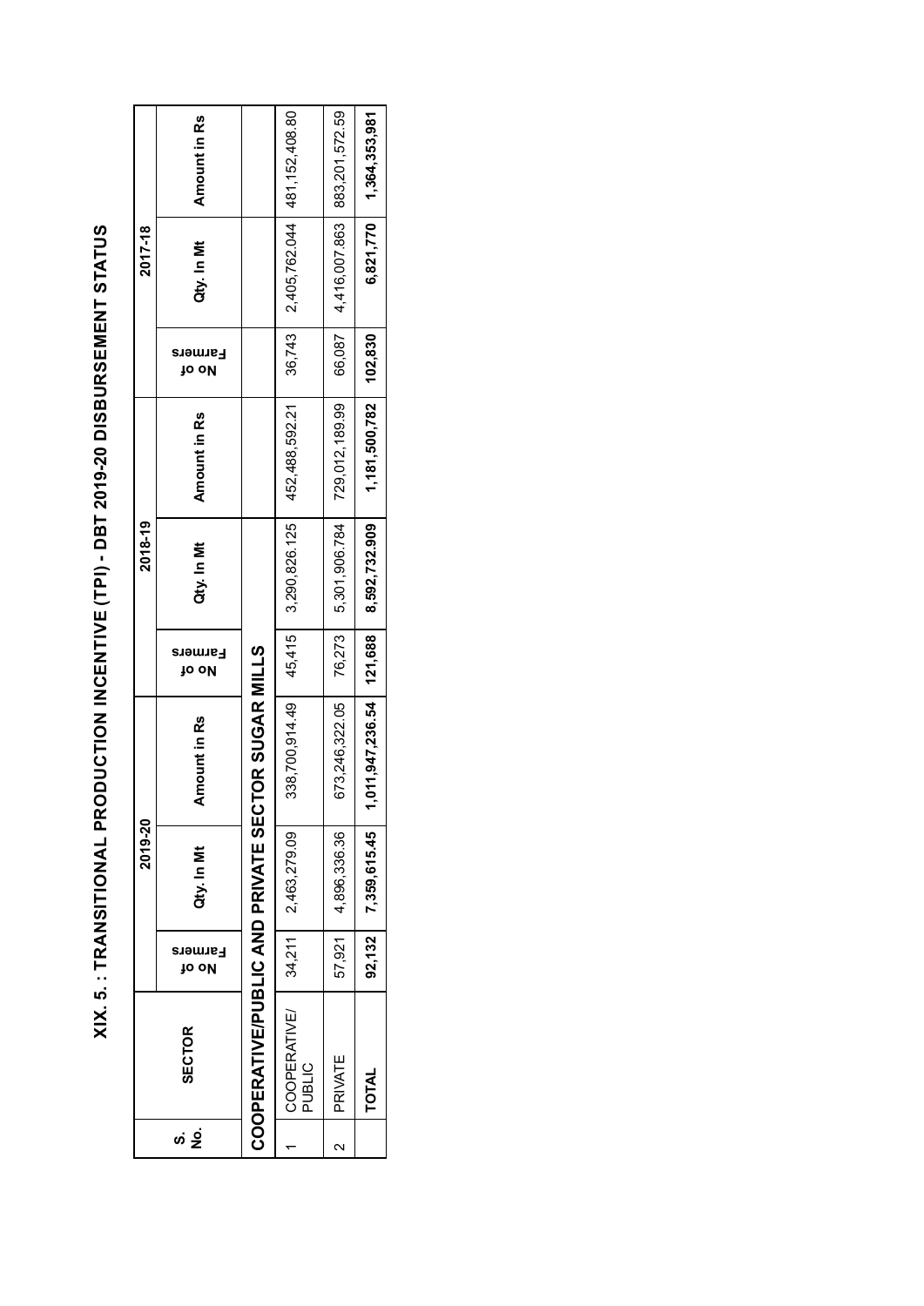# XIX. 5. : TRANSITIONAL PRODUCTION INCENTIVE (TPI) - DBT 2019-20 DISBURSEMENT STATUS

| S. No. | SECTOR | 2019-20 | | | 2018-19 | | | 2017-18 | | |
|---|---|---|---|---|---|---|---|---|---|---|
| | | No of Farmers | Qty. In Mt | Amount in Rs | No of Farmers | Qty. In Mt | Amount in Rs | No of Farmers | Qty. In Mt | Amount in Rs |
| **COOPERATIVE/PUBLIC AND PRIVATE SECTOR SUGAR MILLS** | | | | | | | | | | |
| 1 | COOPERATIVE/ PUBLIC | 34,211 | 2,463,279.09 | 338,700,914.49 | 45,415 | 3,290,826.125 | 452,488,592.21 | 36,743 | 2,405,762.044 | 481,152,408.80 |
| 2 | PRIVATE | 57,921 | 4,896,336.36 | 673,246,322.05 | 76,273 | 5,301,906.784 | 729,012,189.99 | 66,087 | 4,416,007.863 | 883,201,572.59 |
| | **TOTAL** | **92,132** | **7,359,615.45** | **1,011,947,236.54** | **121,688** | **8,592,732.909** | **1,181,500,782** | **102,830** | **6,821,770** | **1,364,353,981** |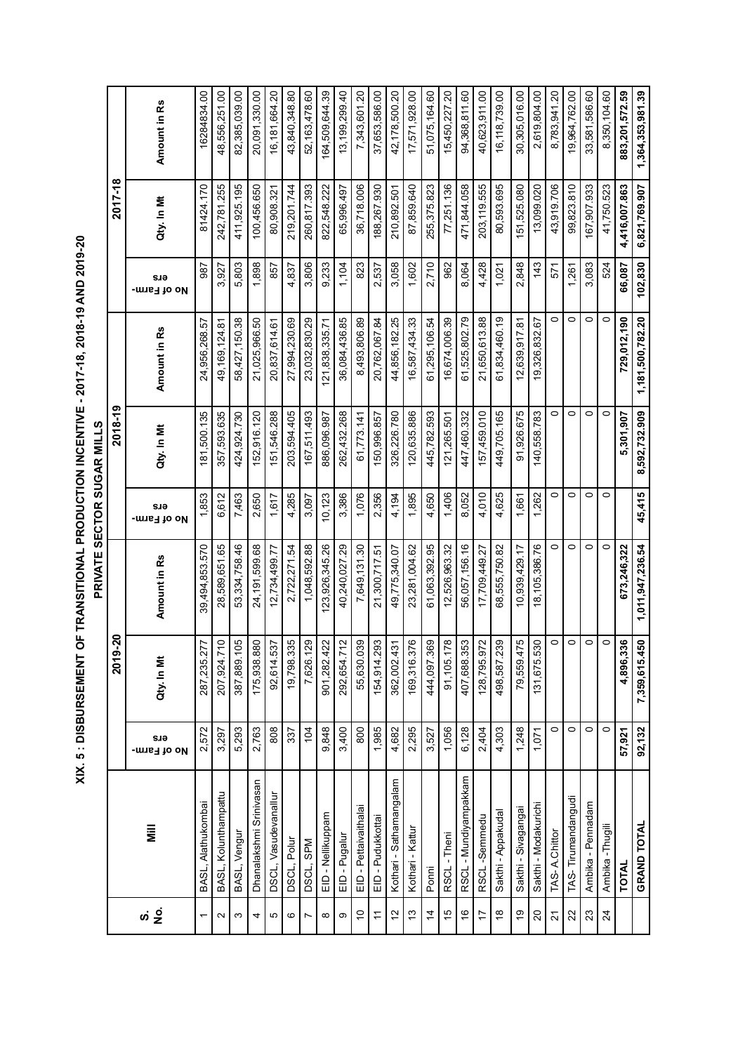# XIX. 5 : DISBURSEMENT OF TRANSITIONAL PRODUCTION INCENTIVE - 2017-18, 2018-19 AND 2019-20

## PRIVATE SECTOR SUGAR MILLS

| S. No. | Mill | 2019-20 | | | 2018-19 | | | 2017-18 | | |
|---|---|---|---|---|---|---|---|---|---|---|
| | | No of Farm-ers | Qty. In Mt | Amount in Rs | No of Farm-ers | Qty. In Mt | Amount in Rs | No of Farm-ers | Qty. In Mt | Amount in Rs |
| 1 | BASL, Alathukombai | 2,572 | 287,235.277 | 39,494,853.570 | 1,853 | 181,500.135 | 24,956,268.57 | 987 | 81424.170 | 16284834.00 |
| 2 | BASL, Kolunthampattu | 3,297 | 207,924.710 | 28,589,651.65 | 6,612 | 357,593.635 | 49,169,124.81 | 3,927 | 242,781.255 | 48,556,251.00 |
| 3 | BASL, Vengur | 5,293 | 387,889.105 | 53,334,758.46 | 7,463 | 424,924.730 | 58,427,150.38 | 5,803 | 411,925.195 | 82,385,039.00 |
| 4 | Dhanalakshmi Srinivasan | 2,763 | 175,938.880 | 24,191,599.68 | 2,650 | 152,916.120 | 21,025,966.50 | 1,898 | 100,456.650 | 20,091,330.00 |
| 5 | DSCL, Vasudevanallur | 808 | 92,614.537 | 12,734,499.77 | 1,617 | 151,546.288 | 20,837,614.61 | 857 | 80,908.321 | 16,181,664.20 |
| 6 | DSCL, Polur | 337 | 19,798.335 | 2,722,271.54 | 4,285 | 203,594.405 | 27,994,230.69 | 4,837 | 219,201.744 | 43,840,348.80 |
| 7 | DSCL, SPM | 104 | 7,626.129 | 1,048,592.88 | 3,097 | 167,511.493 | 23,032,830.29 | 3,806 | 260,817.393 | 52,163,478.60 |
| 8 | EID - Nellikuppam | 9,848 | 901,282.422 | 123,926,345.26 | 10,123 | 886,096.987 | 121,838,335.71 | 9,233 | 822,548.222 | 164,509,644.39 |
| 9 | EID - Pugalur | 3,400 | 292,654.712 | 40,240,027.29 | 3,386 | 262,432.268 | 36,084,436.85 | 1,104 | 65,996.497 | 13,199,299.40 |
| 10 | EID - Pettaivaithalai | 800 | 55,630.039 | 7,649,131.30 | 1,076 | 61,773.141 | 8,493,806.89 | 823 | 36,718.006 | 7,343,601.20 |
| 11 | EID - Pudukkottai | 1,985 | 154,914.293 | 21,300,717.51 | 2,356 | 150,996.857 | 20,762,067.84 | 2,537 | 188,267.930 | 37,653,586.00 |
| 12 | Kothari - Sathamangalam | 4,682 | 362,002.431 | 49,775,340.07 | 4,194 | 326,226.780 | 44,856,182.25 | 3,058 | 210,892.501 | 42,178,500.20 |
| 13 | Kothari - Kattur | 2,295 | 169,316.376 | 23,281,004.62 | 1,895 | 120,635.886 | 16,587,434.33 | 1,602 | 87,859.640 | 17,571,928.00 |
| 14 | Ponni | 3,527 | 444,097.369 | 61,063,392.95 | 4,650 | 445,782.593 | 61,295,106.54 | 2,710 | 255,375.823 | 51,075,164.60 |
| 15 | RSCL - Theni | 1,056 | 91,105.178 | 12,526,963.32 | 1,406 | 121,265.501 | 16,674,006.39 | 962 | 77,251.136 | 15,450,227.20 |
| 16 | RSCL - Mundiyampakkam | 6,128 | 407,688.353 | 56,057,156.16 | 8,052 | 447,460.332 | 61,525,802.79 | 8,064 | 471,844.058 | 94,368,811.60 |
| 17 | RSCL -Semmedu | 2,404 | 128,795.972 | 17,709,449.27 | 4,010 | 157,459.010 | 21,650,613.88 | 4,428 | 203,119.555 | 40,623,911.00 |
| 18 | Sakthi - Appakudal | 4,303 | 498,587.239 | 68,555,750.82 | 4,625 | 449,705.165 | 61,834,460.19 | 1,021 | 80,593.695 | 16,118,739.00 |
| 19 | Sakthi - Sivagangai | 1,248 | 79,559.475 | 10,939,429.17 | 1,661 | 91,926.675 | 12,639,917.81 | 2,848 | 151,525.080 | 30,305,016.00 |
| 20 | Sakthi - Modakurichi | 1,071 | 131,675.530 | 18,105,386.76 | 1,262 | 140,558.783 | 19,326,832.67 | 143 | 13,099.020 | 2,619,804.00 |
| 21 | TAS- A.Chittor | 0 | 0 | 0 | 0 | 0 | 0 | 571 | 43,919.706 | 8,783,941.20 |
| 22 | TAS- Tirumandangudi | 0 | 0 | 0 | 0 | 0 | 0 | 1,261 | 99,823.810 | 19,964,762.00 |
| 23 | Ambika - Pennadam | 0 | 0 | 0 | 0 | 0 | 0 | 3,083 | 167,907.933 | 33,581,586.60 |
| 24 | Ambika -Thugili | 0 | 0 | 0 | 0 | 0 | 0 | 524 | 41,750.523 | 8,350,104.60 |
| | **TOTAL** | **57,921** | **4,896,336** | **673,246,322** | | **5,301,907** | **729,012,190** | **66,087** | **4,416,007.863** | **883,201,572.59** |
| | **GRAND TOTAL** | **92,132** | **7,359,615.450** | **1,011,947,236.54** | **45,415** | **8,592,732.909** | **1,181,500,782.20** | **102,830** | **6,821,769.907** | **1,364,353,981.39** |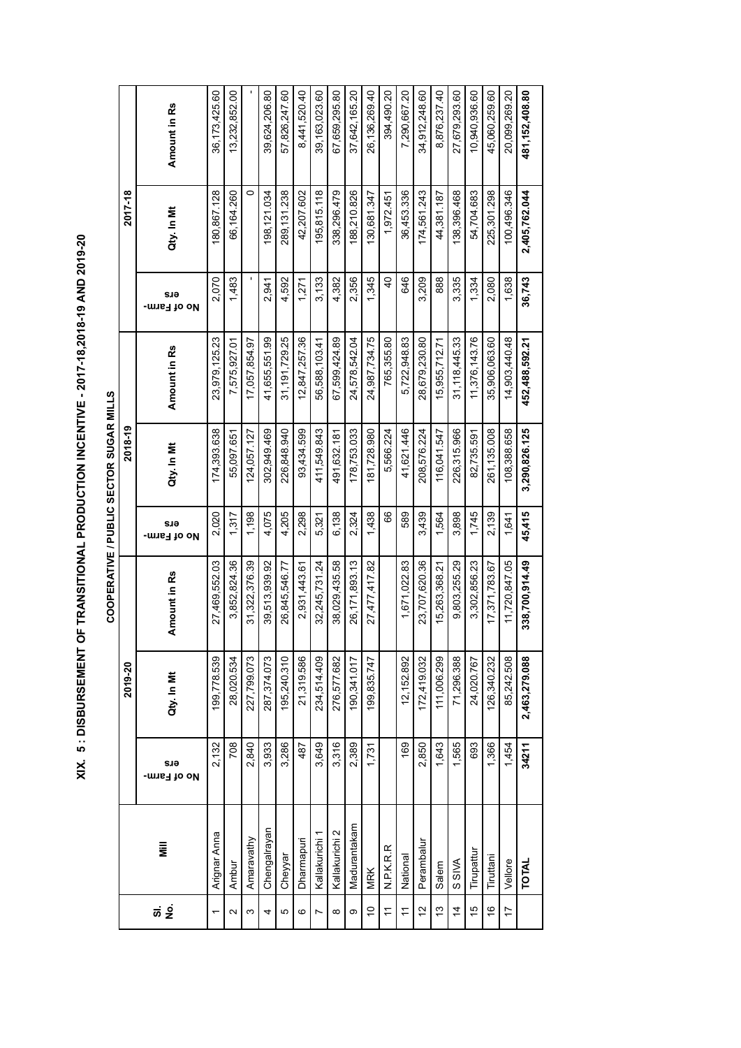# XIX. 5 : DISBURSEMENT OF TRANSITIONAL PRODUCTION INCENTIVE - 2017-18,2018-19 AND 2019-20

## COOPERATIVE / PUBLIC SECTOR SUGAR MILLS

| Sl. No. | Mill | 2019-20 | | | 2018-19 | | | 2017-18 | | |
|---|---|---|---|---|---|---|---|---|---|---|
| | | No of Farmers | Qty. In Mt | Amount in Rs | No of Farmers | Qty. In Mt | Amount in Rs | No of Farmers | Qty. In Mt | Amount in Rs |
| 1 | Arignar Anna | 2,132 | 199,778.539 | 27,469,552.03 | 2,020 | 174,393.638 | 23,979,125.23 | 2,070 | 180,867.128 | 36,173,425.60 |
| 2 | Ambur | 708 | 28,020.534 | 3,852,824.36 | 1,317 | 55,097.651 | 7,575,927.01 | 1,483 | 66,164.260 | 13,232,852.00 |
| 3 | Amaravathy | 2,840 | 227,799.073 | 31,322,376.39 | 1,198 | 124,057.127 | 17,057,854.97 | - | 0 | - |
| 4 | Chengalrayan | 3,933 | 287,374.073 | 39,513,939.92 | 4,075 | 302,949.469 | 41,655,551.99 | 2,941 | 198,121.034 | 39,624,206.80 |
| 5 | Cheyyar | 3,286 | 195,240.310 | 26,845,546.77 | 4,205 | 226,848.940 | 31,191,729.25 | 4,592 | 289,131.238 | 57,826,247.60 |
| 6 | Dharmapuri | 487 | 21,319.586 | 2,931,443.61 | 2,298 | 93,434.599 | 12,847,257.36 | 1,271 | 42,207.602 | 8,441,520.40 |
| 7 | Kallakurichi 1 | 3,649 | 234,514.409 | 32,245,731.24 | 5,321 | 411,549.843 | 56,588,103.41 | 3,133 | 195,815.118 | 39,163,023.60 |
| 8 | Kallakurichi 2 | 3,316 | 276,577.682 | 38,029,435.58 | 6,138 | 491,632.181 | 67,599,424.89 | 4,382 | 338,296.479 | 67,659,295.80 |
| 9 | Madurantakam | 2,389 | 190,341.017 | 26,171,893.13 | 2,324 | 178,753.033 | 24,578,542.04 | 2,356 | 188,210.826 | 37,642,165.20 |
| 10 | MRK | 1,731 | 199,835.747 | 27,477,417.82 | 1,438 | 181,728.980 | 24,987,734.75 | 1,345 | 130,681.347 | 26,136,269.40 |
| 11 | N.P.K.R.R | | | | 66 | 5,566.224 | 765,355.80 | 40 | 1,972.451 | 394,490.20 |
| 11 | National | 169 | 12,152.892 | 1,671,022.83 | 589 | 41,621.446 | 5,722,948.83 | 646 | 36,453.336 | 7,290,667.20 |
| 12 | Perambalur | 2,850 | 172,419.032 | 23,707,620.36 | 3,439 | 208,576.224 | 28,679,230.80 | 3,209 | 174,561.243 | 34,912,248.60 |
| 13 | Salem | 1,643 | 111,006.299 | 15,263,368.21 | 1,564 | 116,041.547 | 15,955,712.71 | 888 | 44,381.187 | 8,876,237.40 |
| 14 | S SIVA | 1,565 | 71,296.388 | 9,803,255.29 | 3,898 | 226,315.966 | 31,118,445.33 | 3,335 | 138,396.468 | 27,679,293.60 |
| 15 | Tirupattur | 693 | 24,020.767 | 3,302,856.23 | 1,745 | 82,735.591 | 11,376,143.76 | 1,334 | 54,704.683 | 10,940,936.60 |
| 16 | Tiruttani | 1,366 | 126,340.232 | 17,371,783.67 | 2,139 | 261,135.008 | 35,906,063.60 | 2,080 | 225,301.298 | 45,060,259.60 |
| 17 | Vellore | 1,454 | 85,242.508 | 11,720,847.05 | 1,641 | 108,388.658 | 14,903,440.48 | 1,638 | 100,496.346 | 20,099,269.20 |
| | **TOTAL** | **34211** | **2,463,279.088** | **338,700,914.49** | **45,415** | **3,290,826.125** | **452,488,592.21** | **36,743** | **2,405,762.044** | **481,152,408.80** |